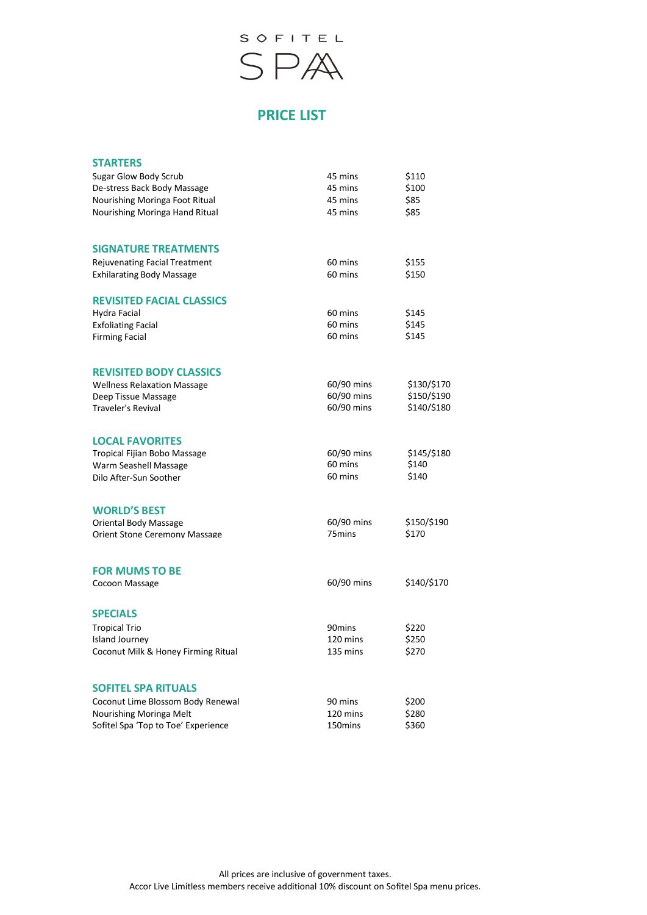# SOFITEL SPA

## PRICE LIST

### STARTERS

| | | |
|---|---|---|
| Sugar Glow Body Scrub | 45 mins | $110 |
| De-stress Back Body Massage | 45 mins | $100 |
| Nourishing Moringa Foot Ritual | 45 mins | $85 |
| Nourishing Moringa Hand Ritual | 45 mins | $85 |

### SIGNATURE TREATMENTS

| | | |
|---|---|---|
| Rejuvenating Facial Treatment | 60 mins | $155 |
| Exhilarating Body Massage | 60 mins | $150 |

### REVISITED FACIAL CLASSICS

| | | |
|---|---|---|
| Hydra Facial | 60 mins | $145 |
| Exfoliating Facial | 60 mins | $145 |
| Firming Facial | 60 mins | $145 |

### REVISITED BODY CLASSICS

| | | |
|---|---|---|
| Wellness Relaxation Massage | 60/90 mins | $130/$170 |
| Deep Tissue Massage | 60/90 mins | $150/$190 |
| Traveler's Revival | 60/90 mins | $140/$180 |

### LOCAL FAVORITES

| | | |
|---|---|---|
| Tropical Fijian Bobo Massage | 60/90 mins | $145/$180 |
| Warm Seashell Massage | 60 mins | $140 |
| Dilo After-Sun Soother | 60 mins | $140 |

### WORLD'S BEST

| | | |
|---|---|---|
| Oriental Body Massage | 60/90 mins | $150/$190 |
| Orient Stone Ceremony Massage | 75mins | $170 |

### FOR MUMS TO BE

| | | |
|---|---|---|
| Cocoon Massage | 60/90 mins | $140/$170 |

### SPECIALS

| | | |
|---|---|---|
| Tropical Trio | 90mins | $220 |
| Island Journey | 120 mins | $250 |
| Coconut Milk & Honey Firming Ritual | 135 mins | $270 |

### SOFITEL SPA RITUALS

| | | |
|---|---|---|
| Coconut Lime Blossom Body Renewal | 90 mins | $200 |
| Nourishing Moringa Melt | 120 mins | $280 |
| Sofitel Spa 'Top to Toe' Experience | 150mins | $360 |

All prices are inclusive of government taxes.
Accor Live Limitless members receive additional 10% discount on Sofitel Spa menu prices.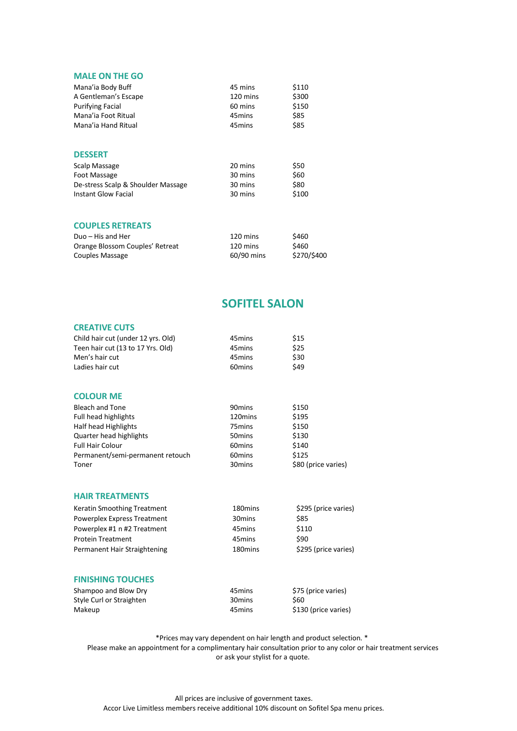### MALE ON THE GO

| | | |
|---|---|---|
| Mana'ia Body Buff | 45 mins | $110 |
| A Gentleman's Escape | 120 mins | $300 |
| Purifying Facial | 60 mins | $150 |
| Mana'ia Foot Ritual | 45mins | $85 |
| Mana'ia Hand Ritual | 45mins | $85 |

### DESSERT

| | | |
|---|---|---|
| Scalp Massage | 20 mins | $50 |
| Foot Massage | 30 mins | $60 |
| De-stress Scalp & Shoulder Massage | 30 mins | $80 |
| Instant Glow Facial | 30 mins | $100 |

### COUPLES RETREATS

| | | |
|---|---|---|
| Duo – His and Her | 120 mins | $460 |
| Orange Blossom Couples' Retreat | 120 mins | $460 |
| Couples Massage | 60/90 mins | $270/$400 |

## SOFITEL SALON

### CREATIVE CUTS

| | | |
|---|---|---|
| Child hair cut (under 12 yrs. Old) | 45mins | $15 |
| Teen hair cut (13 to 17 Yrs. Old) | 45mins | $25 |
| Men's hair cut | 45mins | $30 |
| Ladies hair cut | 60mins | $49 |

### COLOUR ME

| | | |
|---|---|---|
| Bleach and Tone | 90mins | $150 |
| Full head highlights | 120mins | $195 |
| Half head Highlights | 75mins | $150 |
| Quarter head highlights | 50mins | $130 |
| Full Hair Colour | 60mins | $140 |
| Permanent/semi-permanent retouch | 60mins | $125 |
| Toner | 30mins | $80 (price varies) |

### HAIR TREATMENTS

| | | |
|---|---|---|
| Keratin Smoothing Treatment | 180mins | $295 (price varies) |
| Powerplex Express Treatment | 30mins | $85 |
| Powerplex #1 n #2 Treatment | 45mins | $110 |
| Protein Treatment | 45mins | $90 |
| Permanent Hair Straightening | 180mins | $295 (price varies) |

### FINISHING TOUCHES

| | | |
|---|---|---|
| Shampoo and Blow Dry | 45mins | $75 (price varies) |
| Style Curl or Straighten | 30mins | $60 |
| Makeup | 45mins | $130 (price varies) |

*Prices may vary dependent on hair length and product selection. *

Please make an appointment for a complimentary hair consultation prior to any color or hair treatment services or ask your stylist for a quote.

All prices are inclusive of government taxes.

Accor Live Limitless members receive additional 10% discount on Sofitel Spa menu prices.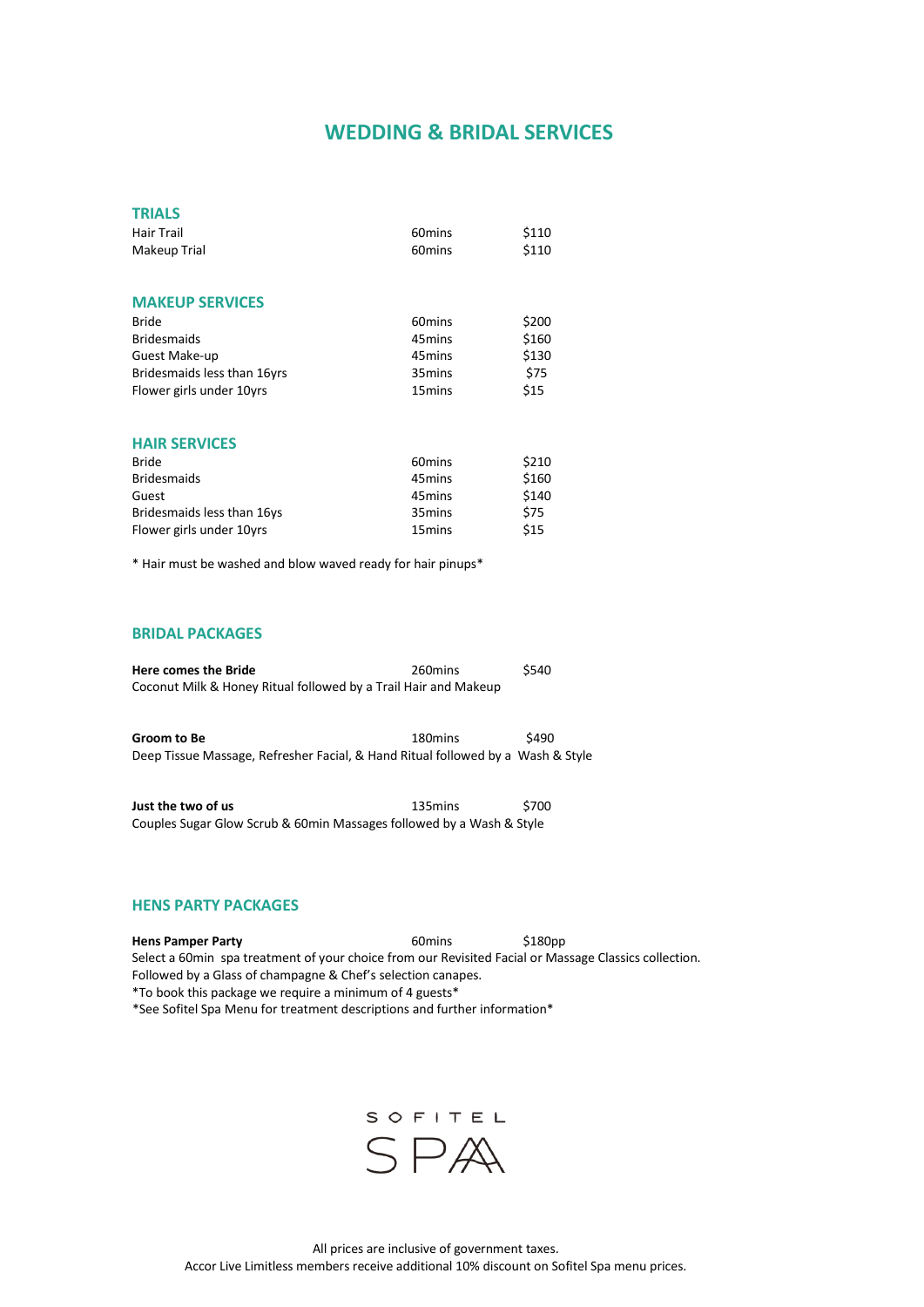# WEDDING & BRIDAL SERVICES

## TRIALS

| | | |
|---|---|---|
| Hair Trail | 60mins | $110 |
| Makeup Trial | 60mins | $110 |

## MAKEUP SERVICES

| | | |
|---|---|---|
| Bride | 60mins | $200 |
| Bridesmaids | 45mins | $160 |
| Guest Make-up | 45mins | $130 |
| Bridesmaids less than 16yrs | 35mins | $75 |
| Flower girls under 10yrs | 15mins | $15 |

## HAIR SERVICES

| | | |
|---|---|---|
| Bride | 60mins | $210 |
| Bridesmaids | 45mins | $160 |
| Guest | 45mins | $140 |
| Bridesmaids less than 16ys | 35mins | $75 |
| Flower girls under 10yrs | 15mins | $15 |

* Hair must be washed and blow waved ready for hair pinups*

## BRIDAL PACKAGES

**Here comes the Bride** 260mins $540
Coconut Milk & Honey Ritual followed by a Trail Hair and Makeup

**Groom to Be** 180mins $490
Deep Tissue Massage, Refresher Facial, & Hand Ritual followed by a Wash & Style

**Just the two of us** 135mins $700
Couples Sugar Glow Scrub & 60min Massages followed by a Wash & Style

## HENS PARTY PACKAGES

**Hens Pamper Party** 60mins $180pp
Select a 60min spa treatment of your choice from our Revisited Facial or Massage Classics collection.
Followed by a Glass of champagne & Chef's selection canapes.
*To book this package we require a minimum of 4 guests*
*See Sofitel Spa Menu for treatment descriptions and further information*

SOFITEL SPA

All prices are inclusive of government taxes.
Accor Live Limitless members receive additional 10% discount on Sofitel Spa menu prices.